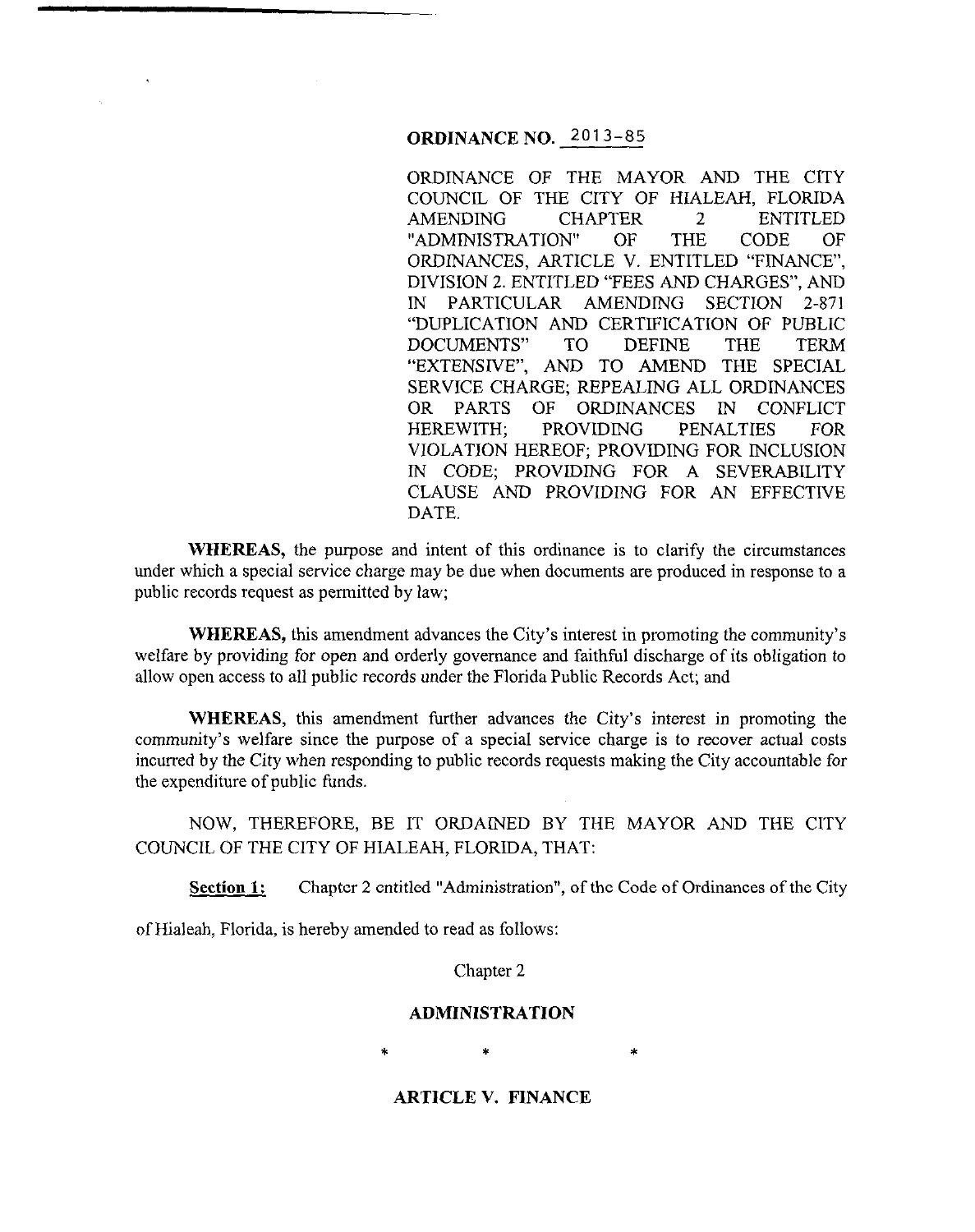## ORDINANCE NO. 2013-85

ORDINANCE OF THE MAYOR AND THE CITY COUNCIL OF THE CITY OF HIALEAH, FLORIDA AMENDING CHAPTER 2 ENTITLED "ADMINISTRATION" OF THE CODE OF ORDINANCES, ARTICLE V. ENTITLED "FINANCE", DIVISION 2. ENTITLED "FEES AND CHARGES", AND IN PARTICULAR AMENDING SECTION 2-871 "DUPLICATION AND CERTIFICATION OF PUBLIC DOCUMENTS" TO DEFINE THE TERM "EXTENSIVE", AND TO AMEND THE SPECIAL SERVICE CHARGE; REPEALING ALL ORDINANCES OR PARTS OF ORDINANCES IN CONFLICT HEREWITH; PROVIDING PENALTIES FOR VIOLATION HEREOF; PROVIDING FOR INCLUSION IN CODE; PROVIDING FOR A SEVERABILITY CLAUSE AND PROVIDING FOR AN EFFECTIVE DATE.

**WHEREAS,** the purpose and intent of this ordinance is to clarify the circumstances under which a special service charge may be due when documents are produced in response to a public records request as permitted by law;

**WHEREAS,** this amendment advances the City's interest in promoting the community's welfare by providing for open and orderly governance and faithful discharge of its obligation to allow open access to all public records under the Florida Public Records Act; and

**WHEREAS,** this amendment further advances the City's interest in promoting the community's welfare since the purpose of a special service charge is to recover actual costs incurred by the City when responding to public records requests making the City accountable for the expenditure of public funds.

NOW, THEREFORE, BE IT ORDAINED BY THE MAYOR AND THE CITY COUNCIL OF THE CITY OF HIALEAH, FLORIDA, THAT:

**Section 1:** Chapter 2 entitled "Administration", of the Code of Ordinances of the City of Hialeah, Florida, is hereby amended to read as follows:

Chapter 2

**ADMINISTRATION**

\* \* \*

**ARTICLE V. FINANCE**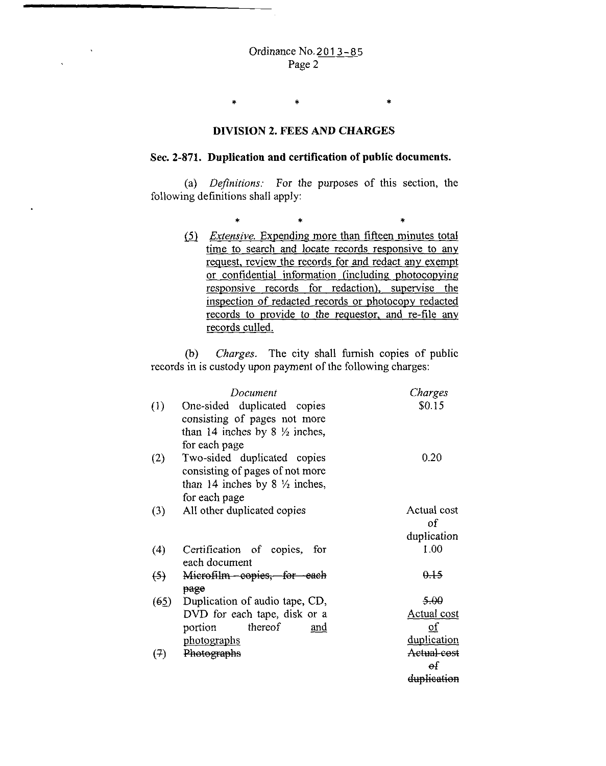Ordinance No. 2013-85

\*          \*          \*

## DIVISION 2. FEES AND CHARGES

### Sec. 2-871. Duplication and certification of public documents.

(a) *Definitions:* For the purposes of this section, the following definitions shall apply:

\*          \*          \*

<u>(5) *Extensive.* Expending more than fifteen minutes total time to search and locate records responsive to any request, review the records for and redact any exempt or confidential information (including photocopying responsive records for redaction), supervise the inspection of redacted records or photocopy redacted records to provide to the requestor, and re-file any records culled.</u>

(b) *Charges.* The city shall furnish copies of public records in is custody upon payment of the following charges:

| | *Document* | *Charges* |
|---|---|---|
| (1) | One-sided duplicated copies consisting of pages not more than 14 inches by 8 ½ inches, for each page | $0.15 |
| (2) | Two-sided duplicated copies consisting of pages of not more than 14 inches by 8 ½ inches, for each page | 0.20 |
| (3) | All other duplicated copies | Actual cost of duplication |
| (4) | Certification of copies, for each document | 1.00 |
| ~~(5)~~ | ~~Microfilm copies, for each page~~ | ~~0.15~~ |
| (~~6~~<u>5</u>) | Duplication of audio tape, CD, DVD for each tape, disk or a portion thereof <u>and photographs</u> | ~~5.00~~ <u>Actual cost of duplication</u> |
| ~~(7)~~ | ~~Photographs~~ | ~~Actual cost of duplication~~ |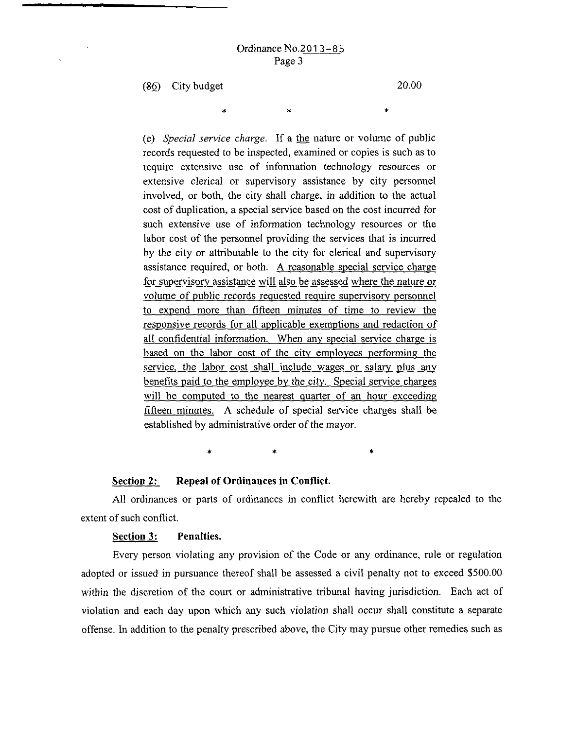(~~8~~6) City budget 20.00

\* \* \*

(e) *Special service charge.* If ~~a~~ <u>the</u> nature or volume of public records requested to be inspected, examined or copies is such as to require extensive use of information technology resources or extensive clerical or supervisory assistance by city personnel involved, or both, the city shall charge, in addition to the actual cost of duplication, a special service based on the cost incurred for such extensive use of information technology resources or the labor cost of the personnel providing the services that is incurred by the city or attributable to the city for clerical and supervisory assistance required, or both. <u>A reasonable special service charge for supervisory assistance will also be assessed where the nature or volume of public records requested require supervisory personnel to expend more than fifteen minutes of time to review the responsive records for all applicable exemptions and redaction of all confidential information. When any special service charge is based on the labor cost of the city employees performing the service, the labor cost shall include wages or salary plus any benefits paid to the employee by the city. Special service charges will be computed to the nearest quarter of an hour exceeding fifteen minutes.</u> A schedule of special service charges shall be established by administrative order of the mayor.

\* \* \*

**<u>Section 2:</u> Repeal of Ordinances in Conflict.**

All ordinances or parts of ordinances in conflict herewith are hereby repealed to the extent of such conflict.

**<u>Section 3:</u> Penalties.**

Every person violating any provision of the Code or any ordinance, rule or regulation adopted or issued in pursuance thereof shall be assessed a civil penalty not to exceed $500.00 within the discretion of the court or administrative tribunal having jurisdiction. Each act of violation and each day upon which any such violation shall occur shall constitute a separate offense. In addition to the penalty prescribed above, the City may pursue other remedies such as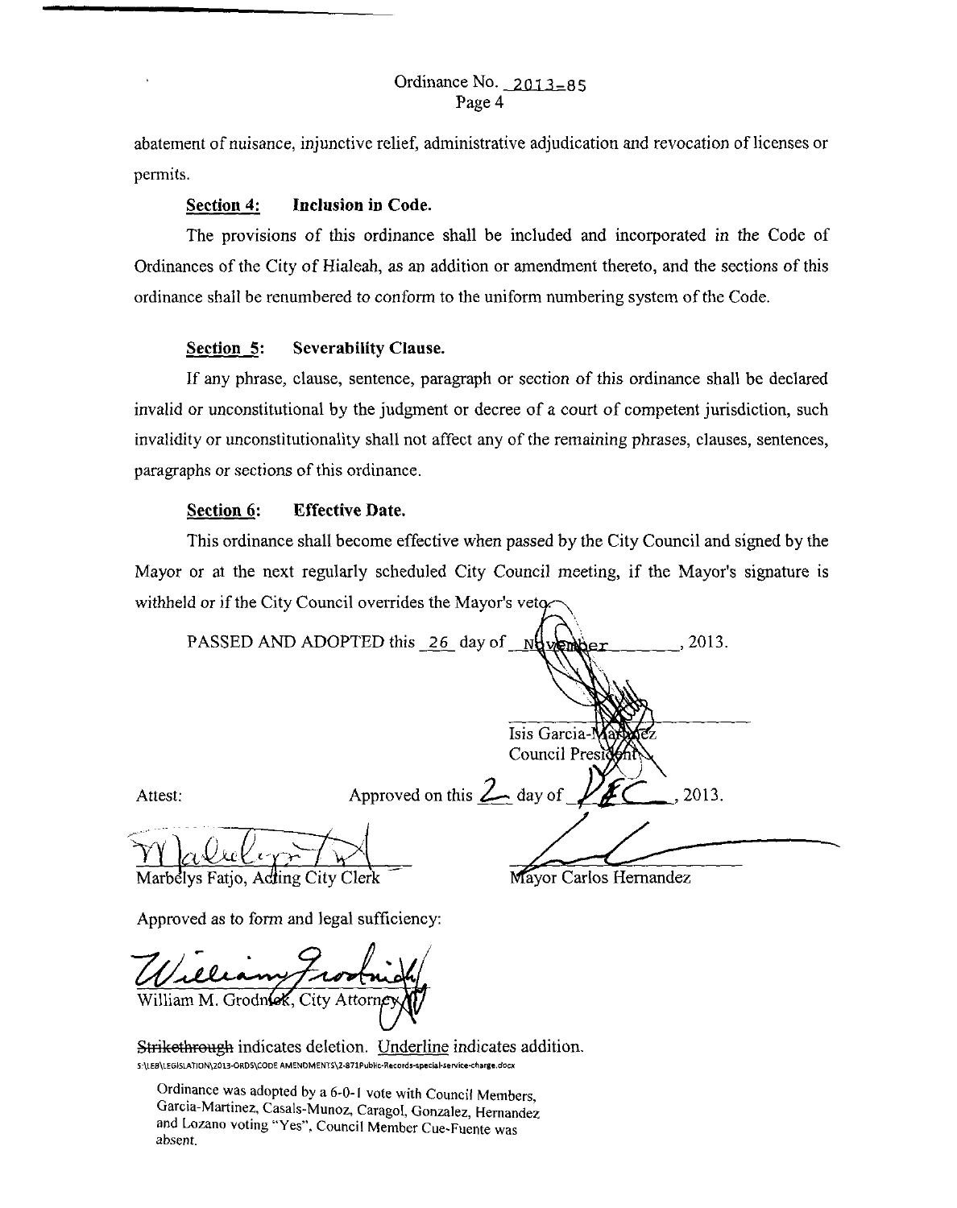abatement of nuisance, injunctive relief, administrative adjudication and revocation of licenses or permits.

**Section 4: Inclusion in Code.**

The provisions of this ordinance shall be included and incorporated in the Code of Ordinances of the City of Hialeah, as an addition or amendment thereto, and the sections of this ordinance shall be renumbered to conform to the uniform numbering system of the Code.

**Section 5: Severability Clause.**

If any phrase, clause, sentence, paragraph or section of this ordinance shall be declared invalid or unconstitutional by the judgment or decree of a court of competent jurisdiction, such invalidity or unconstitutionality shall not affect any of the remaining phrases, clauses, sentences, paragraphs or sections of this ordinance.

**Section 6: Effective Date.**

This ordinance shall become effective when passed by the City Council and signed by the Mayor or at the next regularly scheduled City Council meeting, if the Mayor's signature is withheld or if the City Council overrides the Mayor's veto.

PASSED AND ADOPTED this 26 day of November, 2013.

Isis Garcia-Martinez
Council President

Attest:

Approved on this 2 day of DEC, 2013.

Marbelys Fatjo, Acting City Clerk

Mayor Carlos Hernandez

Approved as to form and legal sufficiency:

William M. Grodnick, City Attorney

~~Strikethrough~~ indicates deletion. <u>Underline</u> indicates addition.

S:\LEB\LEGISLATION\2013-ORDS\CODE AMENDMENTS\2-871Public-Records-special-service-charge.docx

Ordinance was adopted by a 6-0-1 vote with Council Members, Garcia-Martinez, Casals-Munoz, Caragol, Gonzalez, Hernandez and Lozano voting "Yes", Council Member Cue-Fuente was absent.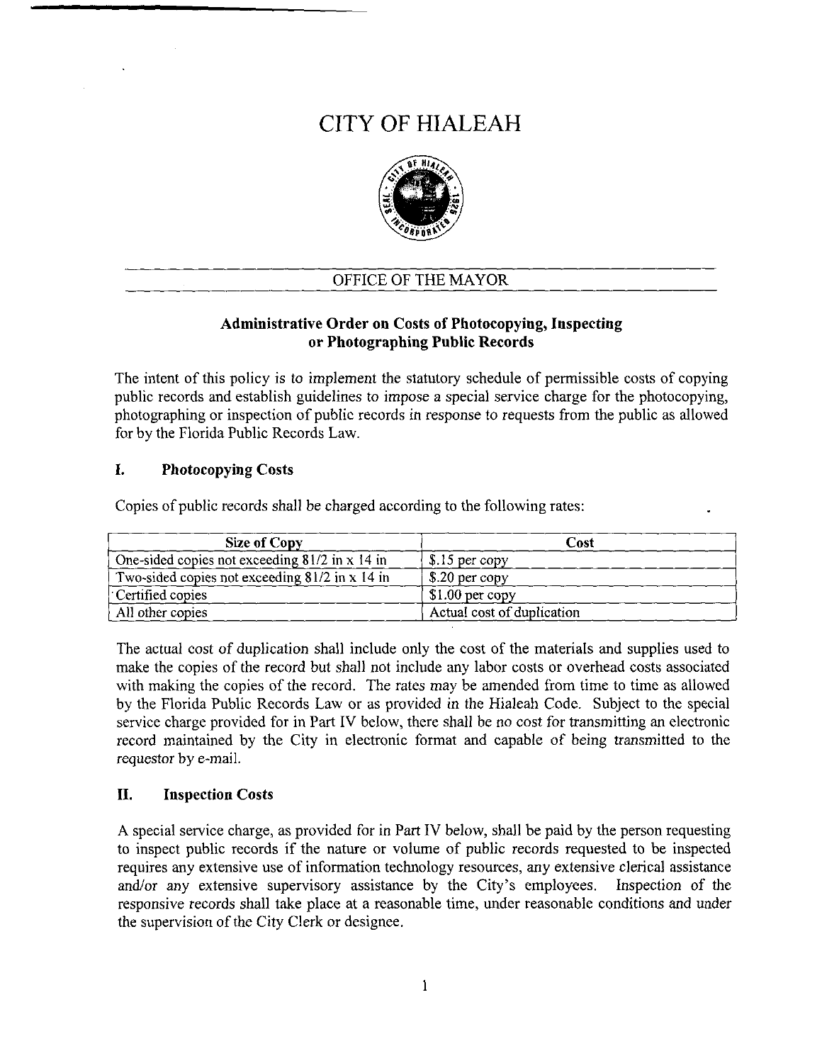# CITY OF HIALEAH

OFFICE OF THE MAYOR

**Administrative Order on Costs of Photocopying, Inspecting or Photographing Public Records**

The intent of this policy is to implement the statutory schedule of permissible costs of copying public records and establish guidelines to impose a special service charge for the photocopying, photographing or inspection of public records in response to requests from the public as allowed for by the Florida Public Records Law.

## I. Photocopying Costs

Copies of public records shall be charged according to the following rates:

| Size of Copy | Cost |
|---|---|
| One-sided copies not exceeding 81/2 in x 14 in | $.15 per copy |
| Two-sided copies not exceeding 81/2 in x 14 in | $.20 per copy |
| Certified copies | $1.00 per copy |
| All other copies | Actual cost of duplication |

The actual cost of duplication shall include only the cost of the materials and supplies used to make the copies of the record but shall not include any labor costs or overhead costs associated with making the copies of the record. The rates may be amended from time to time as allowed by the Florida Public Records Law or as provided in the Hialeah Code. Subject to the special service charge provided for in Part IV below, there shall be no cost for transmitting an electronic record maintained by the City in electronic format and capable of being transmitted to the requestor by e-mail.

## II. Inspection Costs

A special service charge, as provided for in Part IV below, shall be paid by the person requesting to inspect public records if the nature or volume of public records requested to be inspected requires any extensive use of information technology resources, any extensive clerical assistance and/or any extensive supervisory assistance by the City's employees. Inspection of the responsive records shall take place at a reasonable time, under reasonable conditions and under the supervision of the City Clerk or designee.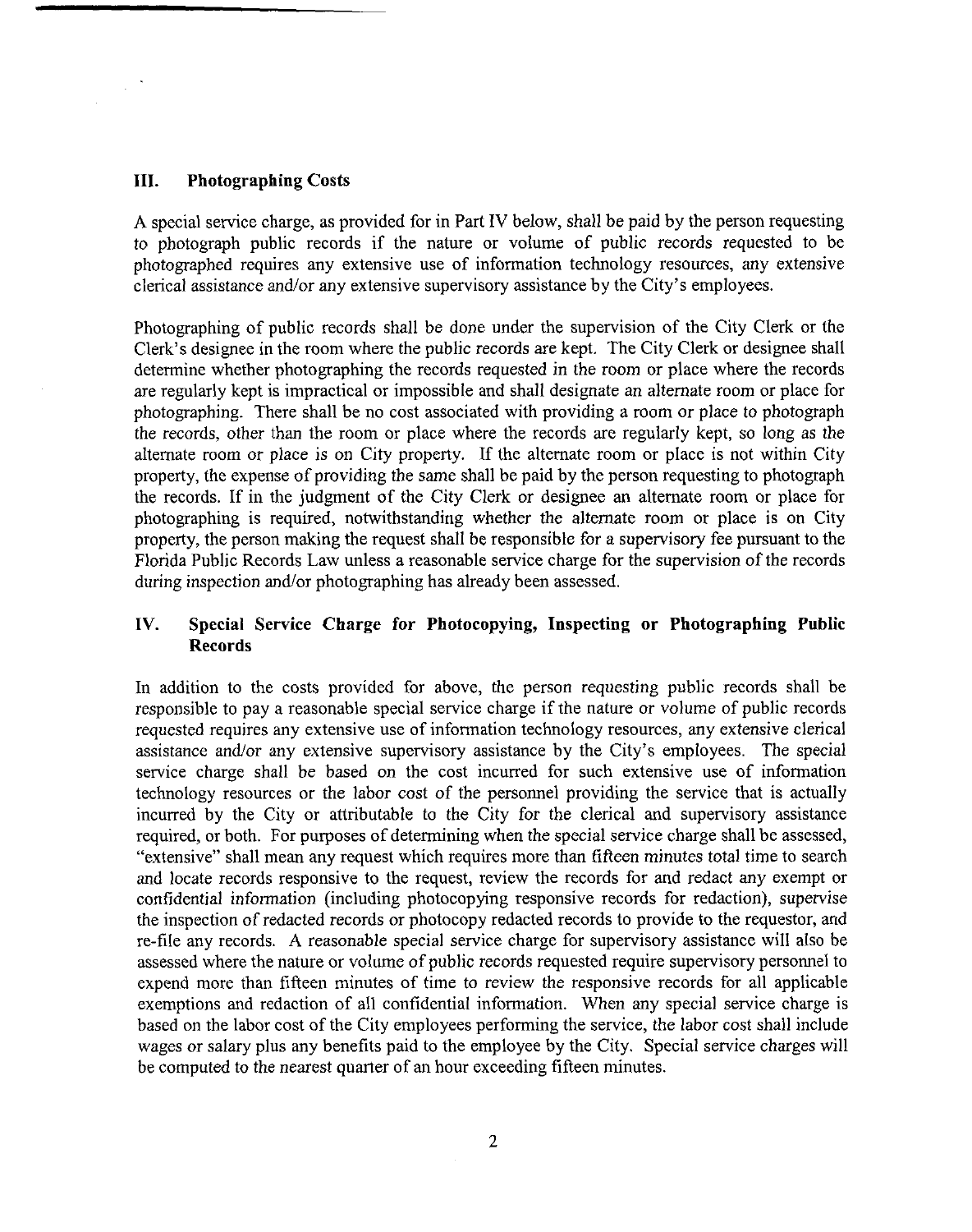## III. Photographing Costs

A special service charge, as provided for in Part IV below, shall be paid by the person requesting to photograph public records if the nature or volume of public records requested to be photographed requires any extensive use of information technology resources, any extensive clerical assistance and/or any extensive supervisory assistance by the City's employees.

Photographing of public records shall be done under the supervision of the City Clerk or the Clerk's designee in the room where the public records are kept. The City Clerk or designee shall determine whether photographing the records requested in the room or place where the records are regularly kept is impractical or impossible and shall designate an alternate room or place for photographing. There shall be no cost associated with providing a room or place to photograph the records, other than the room or place where the records are regularly kept, so long as the alternate room or place is on City property. If the alternate room or place is not within City property, the expense of providing the same shall be paid by the person requesting to photograph the records. If in the judgment of the City Clerk or designee an alternate room or place for photographing is required, notwithstanding whether the alternate room or place is on City property, the person making the request shall be responsible for a supervisory fee pursuant to the Florida Public Records Law unless a reasonable service charge for the supervision of the records during inspection and/or photographing has already been assessed.

## IV. Special Service Charge for Photocopying, Inspecting or Photographing Public Records

In addition to the costs provided for above, the person requesting public records shall be responsible to pay a reasonable special service charge if the nature or volume of public records requested requires any extensive use of information technology resources, any extensive clerical assistance and/or any extensive supervisory assistance by the City's employees. The special service charge shall be based on the cost incurred for such extensive use of information technology resources or the labor cost of the personnel providing the service that is actually incurred by the City or attributable to the City for the clerical and supervisory assistance required, or both. For purposes of determining when the special service charge shall be assessed, "extensive" shall mean any request which requires more than fifteen minutes total time to search and locate records responsive to the request, review the records for and redact any exempt or confidential information (including photocopying responsive records for redaction), supervise the inspection of redacted records or photocopy redacted records to provide to the requestor, and re-file any records. A reasonable special service charge for supervisory assistance will also be assessed where the nature or volume of public records requested require supervisory personnel to expend more than fifteen minutes of time to review the responsive records for all applicable exemptions and redaction of all confidential information. When any special service charge is based on the labor cost of the City employees performing the service, the labor cost shall include wages or salary plus any benefits paid to the employee by the City. Special service charges will be computed to the nearest quarter of an hour exceeding fifteen minutes.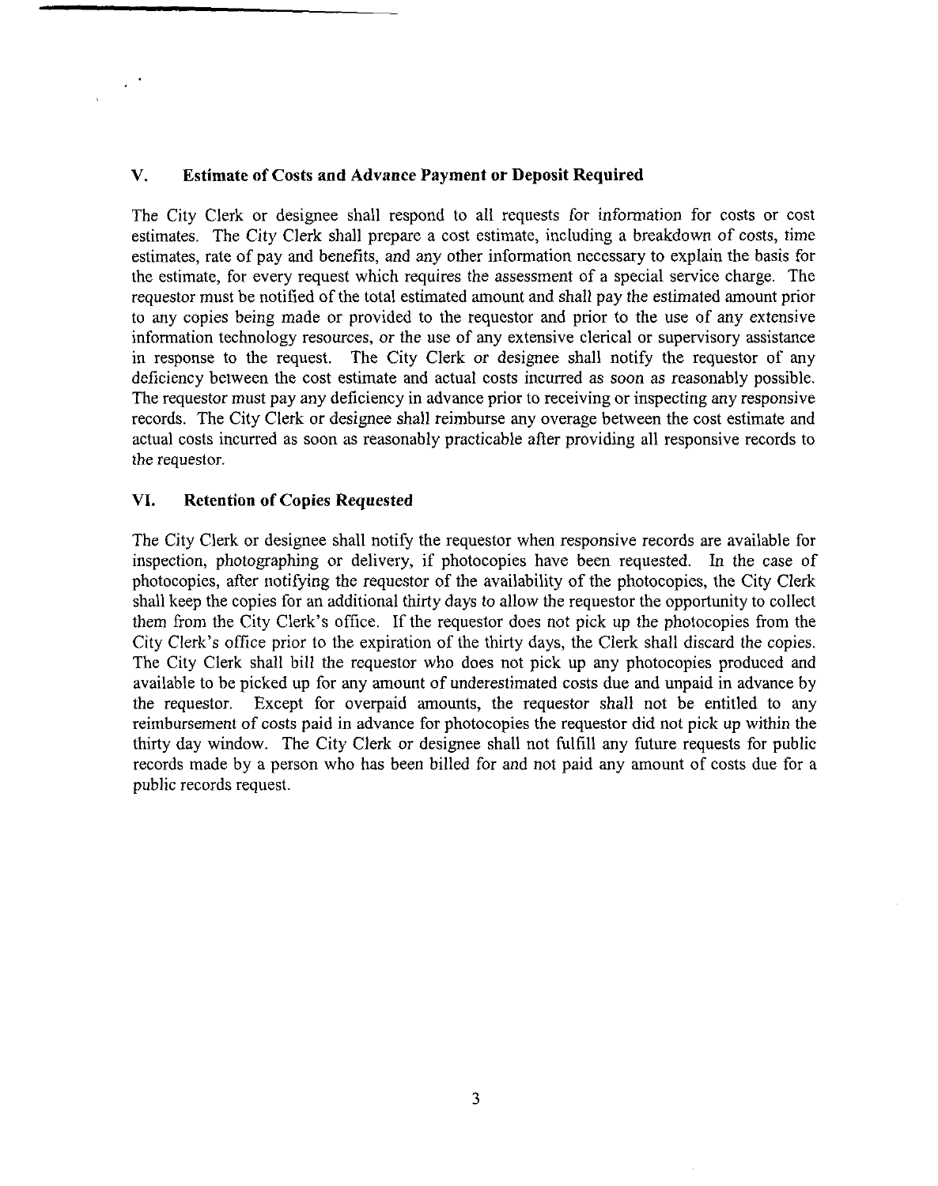## V. Estimate of Costs and Advance Payment or Deposit Required

The City Clerk or designee shall respond to all requests for information for costs or cost estimates. The City Clerk shall prepare a cost estimate, including a breakdown of costs, time estimates, rate of pay and benefits, and any other information necessary to explain the basis for the estimate, for every request which requires the assessment of a special service charge. The requestor must be notified of the total estimated amount and shall pay the estimated amount prior to any copies being made or provided to the requestor and prior to the use of any extensive information technology resources, or the use of any extensive clerical or supervisory assistance in response to the request. The City Clerk or designee shall notify the requestor of any deficiency between the cost estimate and actual costs incurred as soon as reasonably possible. The requestor must pay any deficiency in advance prior to receiving or inspecting any responsive records. The City Clerk or designee shall reimburse any overage between the cost estimate and actual costs incurred as soon as reasonably practicable after providing all responsive records to the requestor.

## VI. Retention of Copies Requested

The City Clerk or designee shall notify the requestor when responsive records are available for inspection, photographing or delivery, if photocopies have been requested. In the case of photocopies, after notifying the requestor of the availability of the photocopies, the City Clerk shall keep the copies for an additional thirty days to allow the requestor the opportunity to collect them from the City Clerk's office. If the requestor does not pick up the photocopies from the City Clerk's office prior to the expiration of the thirty days, the Clerk shall discard the copies. The City Clerk shall bill the requestor who does not pick up any photocopies produced and available to be picked up for any amount of underestimated costs due and unpaid in advance by the requestor. Except for overpaid amounts, the requestor shall not be entitled to any reimbursement of costs paid in advance for photocopies the requestor did not pick up within the thirty day window. The City Clerk or designee shall not fulfill any future requests for public records made by a person who has been billed for and not paid any amount of costs due for a public records request.